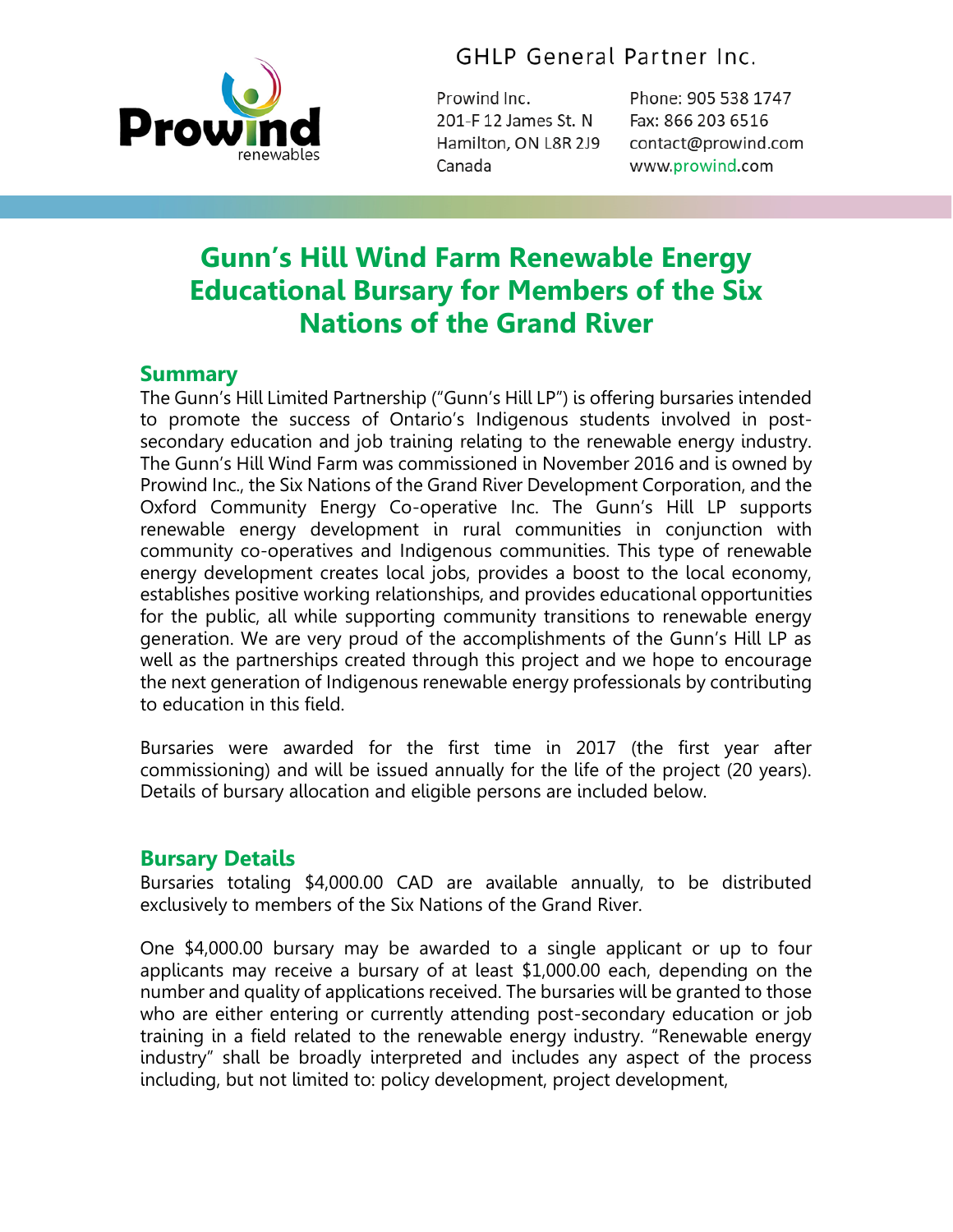GHLP General Partner Inc.

Prowind Inc.
201-F 12 James St. N
Hamilton, ON L8R 2J9
Canada

Phone: 905 538 1747
Fax: 866 203 6516
contact@prowind.com
www.prowind.com

# Gunn's Hill Wind Farm Renewable Energy Educational Bursary for Members of the Six Nations of the Grand River

## Summary

The Gunn's Hill Limited Partnership ("Gunn's Hill LP") is offering bursaries intended to promote the success of Ontario's Indigenous students involved in post-secondary education and job training relating to the renewable energy industry. The Gunn's Hill Wind Farm was commissioned in November 2016 and is owned by Prowind Inc., the Six Nations of the Grand River Development Corporation, and the Oxford Community Energy Co-operative Inc. The Gunn's Hill LP supports renewable energy development in rural communities in conjunction with community co-operatives and Indigenous communities. This type of renewable energy development creates local jobs, provides a boost to the local economy, establishes positive working relationships, and provides educational opportunities for the public, all while supporting community transitions to renewable energy generation. We are very proud of the accomplishments of the Gunn's Hill LP as well as the partnerships created through this project and we hope to encourage the next generation of Indigenous renewable energy professionals by contributing to education in this field.

Bursaries were awarded for the first time in 2017 (the first year after commissioning) and will be issued annually for the life of the project (20 years). Details of bursary allocation and eligible persons are included below.

## Bursary Details

Bursaries totaling $4,000.00 CAD are available annually, to be distributed exclusively to members of the Six Nations of the Grand River.

One $4,000.00 bursary may be awarded to a single applicant or up to four applicants may receive a bursary of at least $1,000.00 each, depending on the number and quality of applications received. The bursaries will be granted to those who are either entering or currently attending post-secondary education or job training in a field related to the renewable energy industry. "Renewable energy industry" shall be broadly interpreted and includes any aspect of the process including, but not limited to: policy development, project development,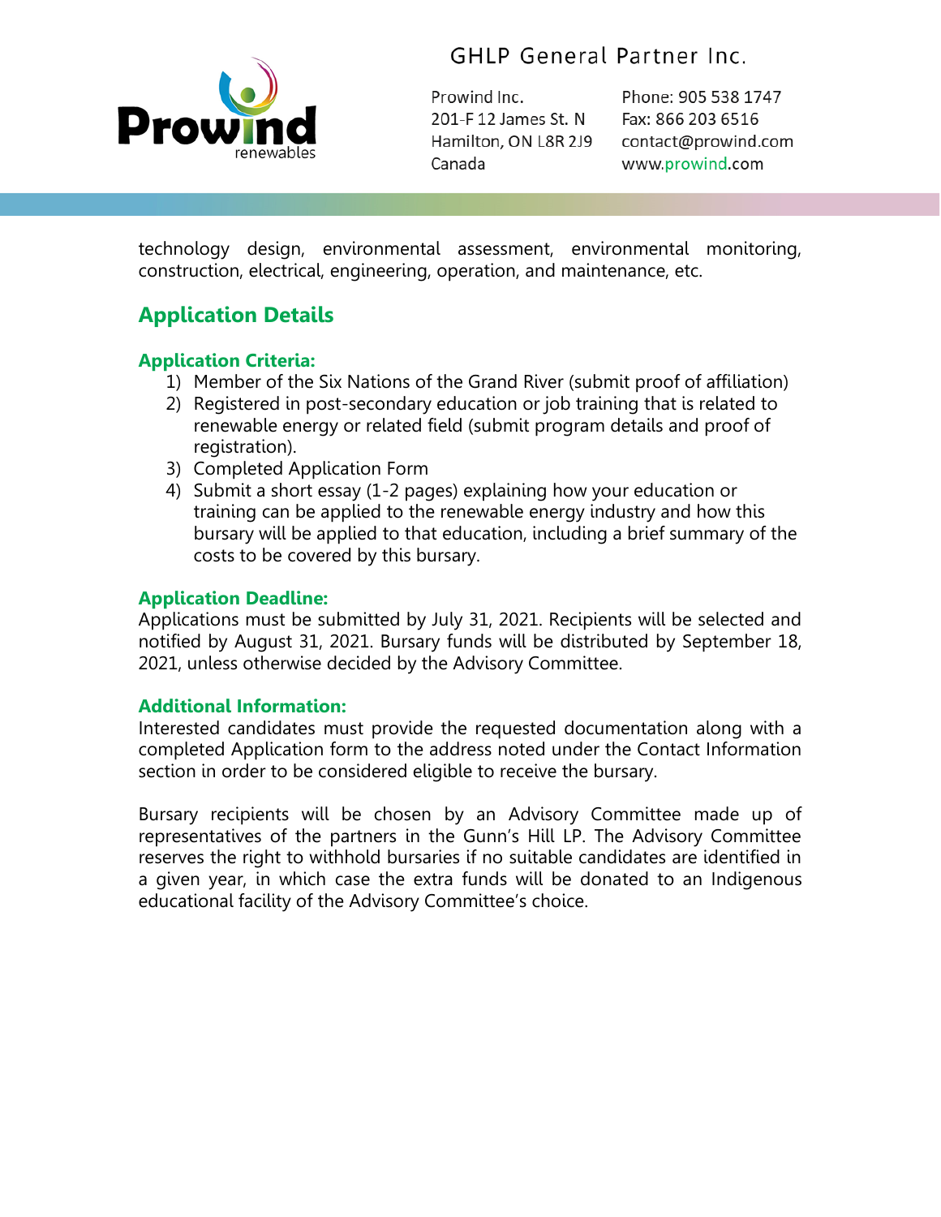technology design, environmental assessment, environmental monitoring, construction, electrical, engineering, operation, and maintenance, etc.

## Application Details

### Application Criteria:

1) Member of the Six Nations of the Grand River (submit proof of affiliation)
2) Registered in post-secondary education or job training that is related to renewable energy or related field (submit program details and proof of registration).
3) Completed Application Form
4) Submit a short essay (1-2 pages) explaining how your education or training can be applied to the renewable energy industry and how this bursary will be applied to that education, including a brief summary of the costs to be covered by this bursary.

### Application Deadline:

Applications must be submitted by July 31, 2021. Recipients will be selected and notified by August 31, 2021. Bursary funds will be distributed by September 18, 2021, unless otherwise decided by the Advisory Committee.

### Additional Information:

Interested candidates must provide the requested documentation along with a completed Application form to the address noted under the Contact Information section in order to be considered eligible to receive the bursary.

Bursary recipients will be chosen by an Advisory Committee made up of representatives of the partners in the Gunn's Hill LP. The Advisory Committee reserves the right to withhold bursaries if no suitable candidates are identified in a given year, in which case the extra funds will be donated to an Indigenous educational facility of the Advisory Committee's choice.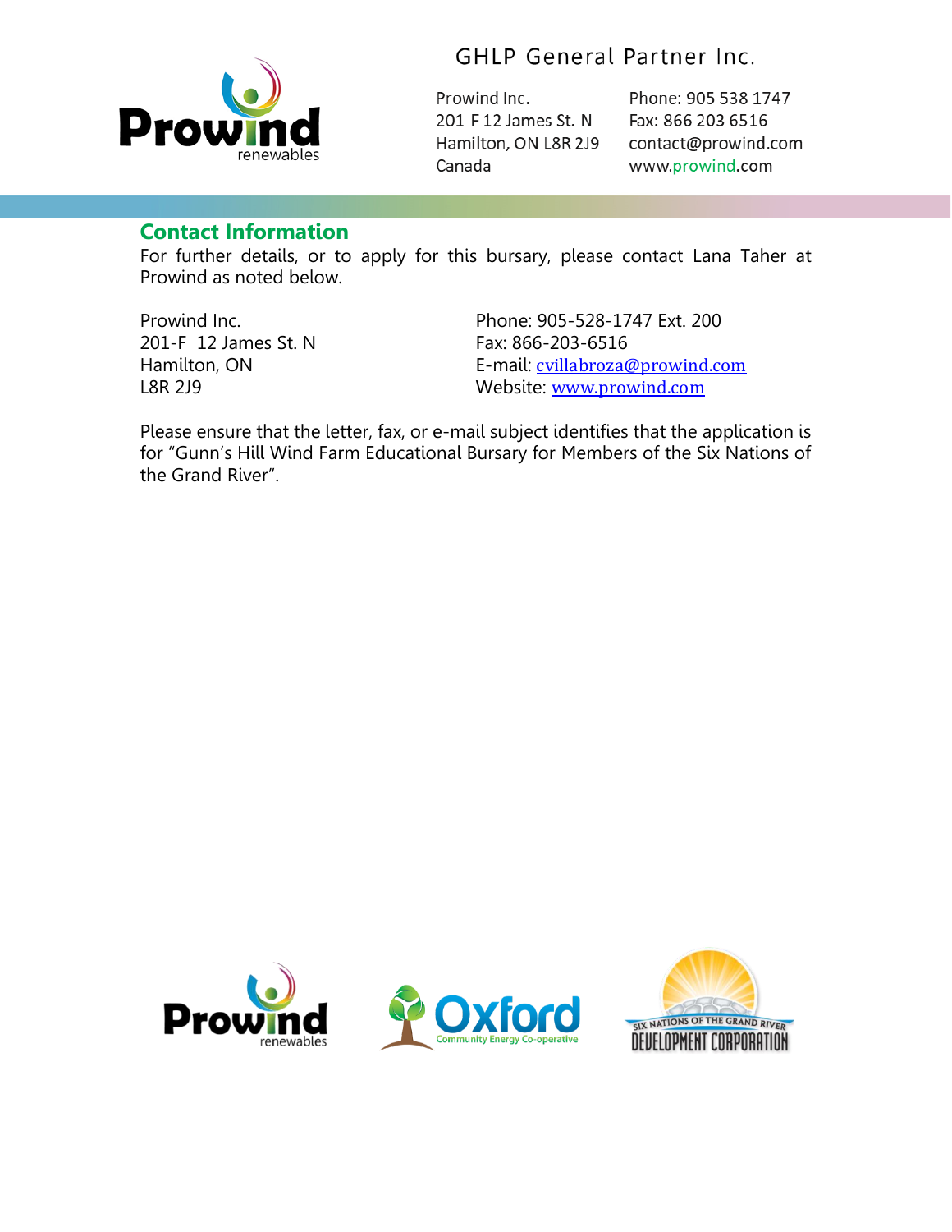GHLP General Partner Inc.

Prowind Inc.
201-F 12 James St. N
Hamilton, ON L8R 2J9
Canada

Phone: 905 538 1747
Fax: 866 203 6516
contact@prowind.com
www.prowind.com

## Contact Information

For further details, or to apply for this bursary, please contact Lana Taher at Prowind as noted below.

Prowind Inc.
201-F 12 James St. N
Hamilton, ON
L8R 2J9

Phone: 905-528-1747 Ext. 200
Fax: 866-203-6516
E-mail: cvillabroza@prowind.com
Website: www.prowind.com

Please ensure that the letter, fax, or e-mail subject identifies that the application is for "Gunn's Hill Wind Farm Educational Bursary for Members of the Six Nations of the Grand River".